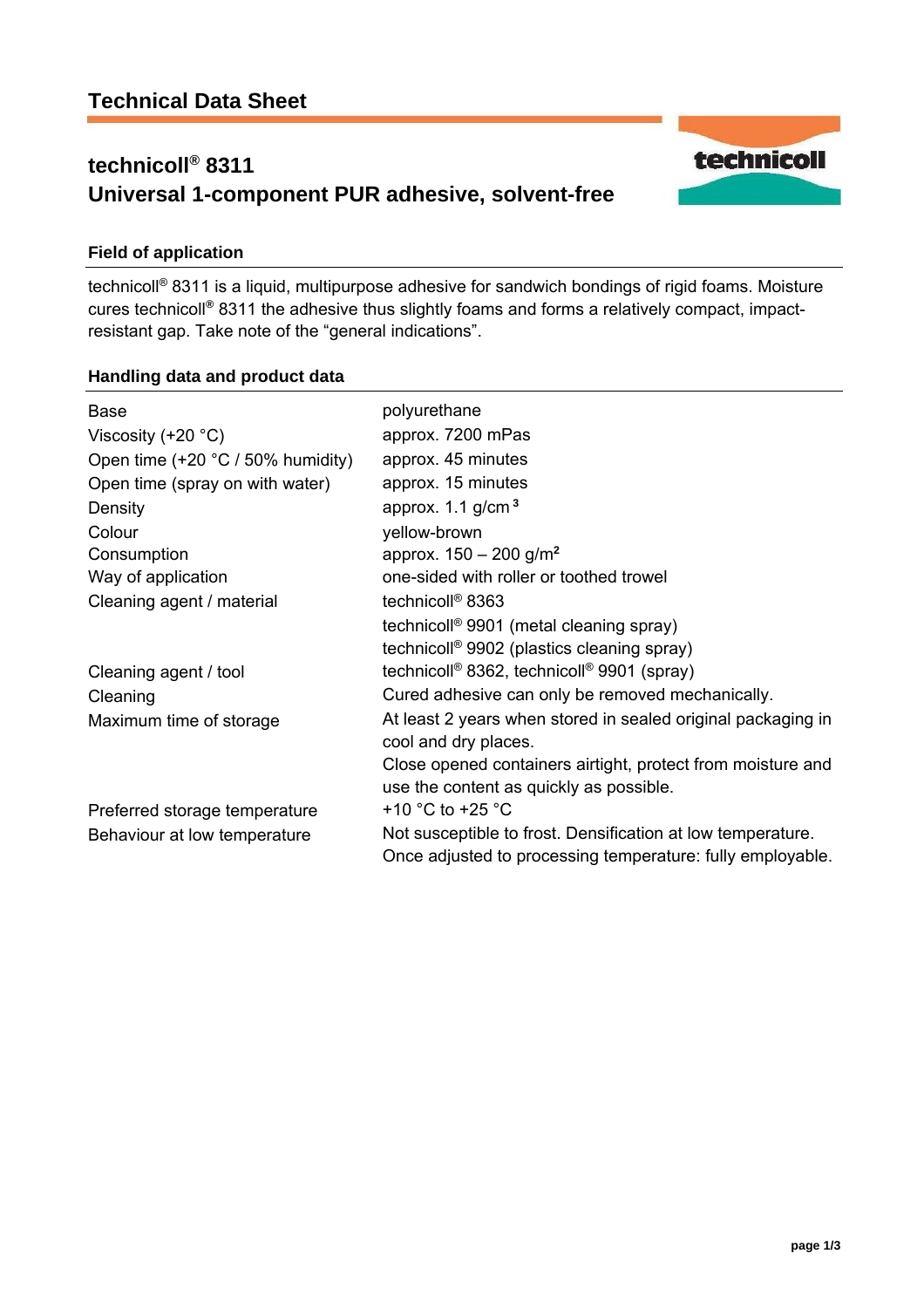# Technical Data Sheet

## technicoll® 8311
## Universal 1-component PUR adhesive, solvent-free

### Field of application

technicoll® 8311 is a liquid, multipurpose adhesive for sandwich bondings of rigid foams. Moisture cures technicoll® 8311 the adhesive thus slightly foams and forms a relatively compact, impact-resistant gap. Take note of the "general indications".

### Handling data and product data

| | |
|---|---|
| Base | polyurethane |
| Viscosity (+20 °C) | approx. 7200 mPas |
| Open time (+20 °C / 50% humidity) | approx. 45 minutes |
| Open time (spray on with water) | approx. 15 minutes |
| Density | approx. 1.1 g/cm³ |
| Colour | yellow-brown |
| Consumption | approx. 150 – 200 g/m² |
| Way of application | one-sided with roller or toothed trowel |
| Cleaning agent / material | technicoll® 8363<br>technicoll® 9901 (metal cleaning spray)<br>technicoll® 9902 (plastics cleaning spray) |
| Cleaning agent / tool | technicoll® 8362, technicoll® 9901 (spray) |
| Cleaning | Cured adhesive can only be removed mechanically. |
| Maximum time of storage | At least 2 years when stored in sealed original packaging in cool and dry places.<br>Close opened containers airtight, protect from moisture and use the content as quickly as possible. |
| Preferred storage temperature | +10 °C to +25 °C |
| Behaviour at low temperature | Not susceptible to frost. Densification at low temperature. Once adjusted to processing temperature: fully employable. |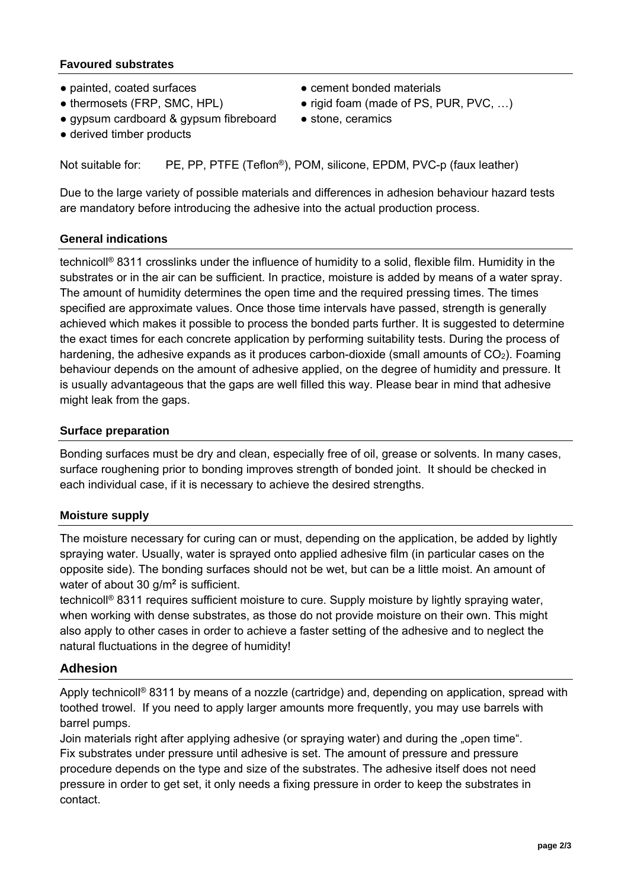### Favoured substrates

- painted, coated surfaces
- thermosets (FRP, SMC, HPL)
- gypsum cardboard & gypsum fibreboard
- derived timber products
- cement bonded materials
- rigid foam (made of PS, PUR, PVC, …)
- stone, ceramics

Not suitable for: PE, PP, PTFE (Teflon®), POM, silicone, EPDM, PVC-p (faux leather)

Due to the large variety of possible materials and differences in adhesion behaviour hazard tests are mandatory before introducing the adhesive into the actual production process.

### General indications

technicoll® 8311 crosslinks under the influence of humidity to a solid, flexible film. Humidity in the substrates or in the air can be sufficient. In practice, moisture is added by means of a water spray. The amount of humidity determines the open time and the required pressing times. The times specified are approximate values. Once those time intervals have passed, strength is generally achieved which makes it possible to process the bonded parts further. It is suggested to determine the exact times for each concrete application by performing suitability tests. During the process of hardening, the adhesive expands as it produces carbon-dioxide (small amounts of $CO_2$). Foaming behaviour depends on the amount of adhesive applied, on the degree of humidity and pressure. It is usually advantageous that the gaps are well filled this way. Please bear in mind that adhesive might leak from the gaps.

### Surface preparation

Bonding surfaces must be dry and clean, especially free of oil, grease or solvents. In many cases, surface roughening prior to bonding improves strength of bonded joint. It should be checked in each individual case, if it is necessary to achieve the desired strengths.

### Moisture supply

The moisture necessary for curing can or must, depending on the application, be added by lightly spraying water. Usually, water is sprayed onto applied adhesive film (in particular cases on the opposite side). The bonding surfaces should not be wet, but can be a little moist. An amount of water of about 30 g/m² is sufficient.

technicoll® 8311 requires sufficient moisture to cure. Supply moisture by lightly spraying water, when working with dense substrates, as those do not provide moisture on their own. This might also apply to other cases in order to achieve a faster setting of the adhesive and to neglect the natural fluctuations in the degree of humidity!

## Adhesion

Apply technicoll® 8311 by means of a nozzle (cartridge) and, depending on application, spread with toothed trowel. If you need to apply larger amounts more frequently, you may use barrels with barrel pumps.

Join materials right after applying adhesive (or spraying water) and during the „open time".
Fix substrates under pressure until adhesive is set. The amount of pressure and pressure procedure depends on the type and size of the substrates. The adhesive itself does not need pressure in order to get set, it only needs a fixing pressure in order to keep the substrates in contact.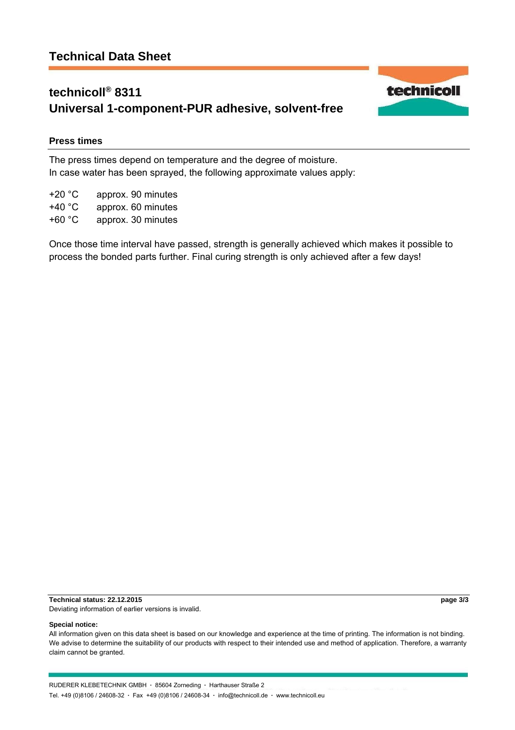## Press times

The press times depend on temperature and the degree of moisture.
In case water has been sprayed, the following approximate values apply:

| | |
|---|---|
| +20 °C | approx. 90 minutes |
| +40 °C | approx. 60 minutes |
| +60 °C | approx. 30 minutes |

Once those time interval have passed, strength is generally achieved which makes it possible to process the bonded parts further. Final curing strength is only achieved after a few days!

**Technical status: 22.12.2015**
Deviating information of earlier versions is invalid.

**Special notice:**
All information given on this data sheet is based on our knowledge and experience at the time of printing. The information is not binding. We advise to determine the suitability of our products with respect to their intended use and method of application. Therefore, a warranty claim cannot be granted.

RUDERER KLEBETECHNIK GMBH · 85604 Zorneding · Harthauser Straße 2
Tel. +49 (0)8106 / 24608-32 · Fax +49 (0)8106 / 24608-34 · info@technicoll.de · www.technicoll.eu